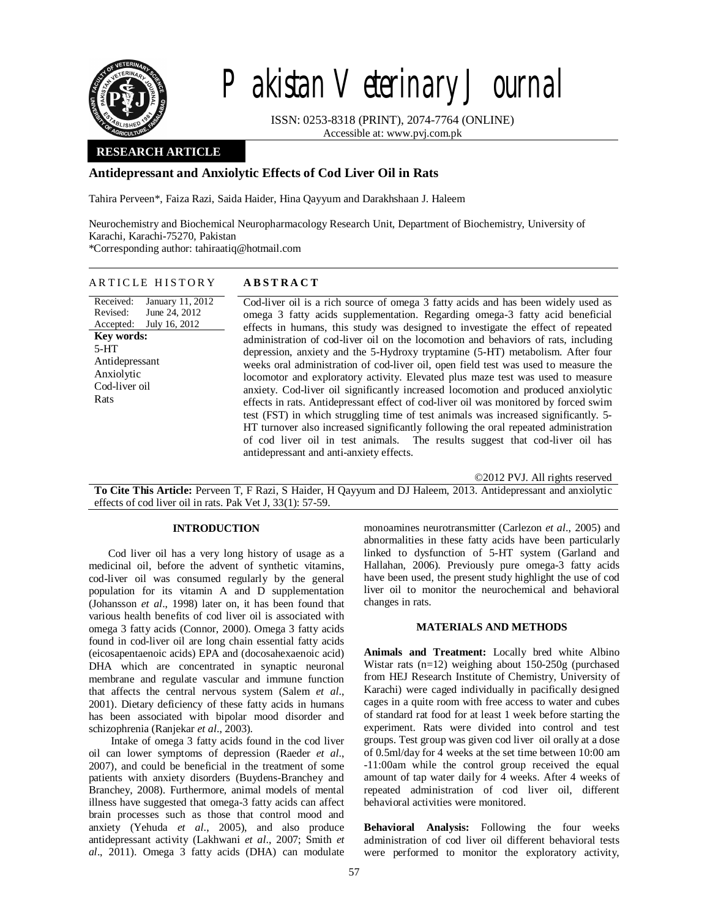# Pakistan Veterinary Journal

ISSN: 0253-8318 (PRINT), 2074-7764 (ONLINE)
Accessible at: www.pvj.com.pk

**RESEARCH ARTICLE**

## Antidepressant and Anxiolytic Effects of Cod Liver Oil in Rats

Tahira Perveen*, Faiza Razi, Saida Haider, Hina Qayyum and Darakhshaan J. Haleem

Neurochemistry and Biochemical Neuropharmacology Research Unit, Department of Biochemistry, University of Karachi, Karachi-75270, Pakistan
*Corresponding author: tahiraatiq@hotmail.com

**ARTICLE HISTORY**

Received: January 11, 2012
Revised: June 24, 2012
Accepted: July 16, 2012

**Key words:**
5-HT
Antidepressant
Anxiolytic
Cod-liver oil
Rats

**ABSTRACT**

Cod-liver oil is a rich source of omega 3 fatty acids and has been widely used as omega 3 fatty acids supplementation. Regarding omega-3 fatty acid beneficial effects in humans, this study was designed to investigate the effect of repeated administration of cod-liver oil on the locomotion and behaviors of rats, including depression, anxiety and the 5-Hydroxy tryptamine (5-HT) metabolism. After four weeks oral administration of cod-liver oil, open field test was used to measure the locomotor and exploratory activity. Elevated plus maze test was used to measure anxiety. Cod-liver oil significantly increased locomotion and produced anxiolytic effects in rats. Antidepressant effect of cod-liver oil was monitored by forced swim test (FST) in which struggling time of test animals was increased significantly. 5-HT turnover also increased significantly following the oral repeated administration of cod liver oil in test animals. The results suggest that cod-liver oil has antidepressant and anti-anxiety effects.

©2012 PVJ. All rights reserved

**To Cite This Article:** Perveen T, F Razi, S Haider, H Qayyum and DJ Haleem, 2013. Antidepressant and anxiolytic effects of cod liver oil in rats. Pak Vet J, 33(1): 57-59.

### INTRODUCTION

Cod liver oil has a very long history of usage as a medicinal oil, before the advent of synthetic vitamins, cod-liver oil was consumed regularly by the general population for its vitamin A and D supplementation (Johansson *et al*., 1998) later on, it has been found that various health benefits of cod liver oil is associated with omega 3 fatty acids (Connor, 2000). Omega 3 fatty acids found in cod-liver oil are long chain essential fatty acids (eicosapentaenoic acids) EPA and (docosahexaenoic acid) DHA which are concentrated in synaptic neuronal membrane and regulate vascular and immune function that affects the central nervous system (Salem *et al*., 2001). Dietary deficiency of these fatty acids in humans has been associated with bipolar mood disorder and schizophrenia (Ranjekar *et al*., 2003).

Intake of omega 3 fatty acids found in the cod liver oil can lower symptoms of depression (Raeder *et al*., 2007), and could be beneficial in the treatment of some patients with anxiety disorders (Buydens-Branchey and Branchey, 2008). Furthermore, animal models of mental illness have suggested that omega-3 fatty acids can affect brain processes such as those that control mood and anxiety (Yehuda *et al*., 2005), and also produce antidepressant activity (Lakhwani *et al*., 2007; Smith *et al*., 2011). Omega 3 fatty acids (DHA) can modulate monoamines neurotransmitter (Carlezon *et al*., 2005) and abnormalities in these fatty acids have been particularly linked to dysfunction of 5-HT system (Garland and Hallahan, 2006). Previously pure omega-3 fatty acids have been used, the present study highlight the use of cod liver oil to monitor the neurochemical and behavioral changes in rats.

### MATERIALS AND METHODS

**Animals and Treatment:** Locally bred white Albino Wistar rats (n=12) weighing about 150-250g (purchased from HEJ Research Institute of Chemistry, University of Karachi) were caged individually in pacifically designed cages in a quite room with free access to water and cubes of standard rat food for at least 1 week before starting the experiment. Rats were divided into control and test groups. Test group was given cod liver oil orally at a dose of 0.5ml/day for 4 weeks at the set time between 10:00 am -11:00am while the control group received the equal amount of tap water daily for 4 weeks. After 4 weeks of repeated administration of cod liver oil, different behavioral activities were monitored.

**Behavioral Analysis:** Following the four weeks administration of cod liver oil different behavioral tests were performed to monitor the exploratory activity,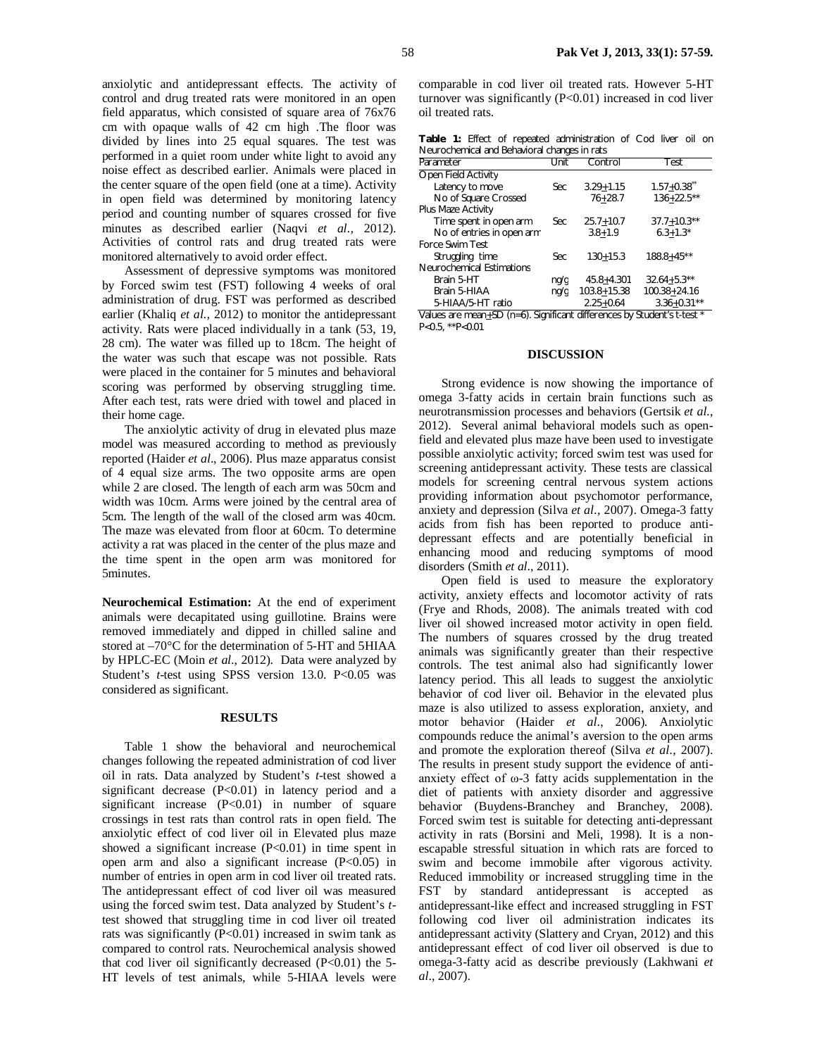anxiolytic and antidepressant effects. The activity of control and drug treated rats were monitored in an open field apparatus, which consisted of square area of 76x76 cm with opaque walls of 42 cm high .The floor was divided by lines into 25 equal squares. The test was performed in a quiet room under white light to avoid any noise effect as described earlier. Animals were placed in the center square of the open field (one at a time). Activity in open field was determined by monitoring latency period and counting number of squares crossed for five minutes as described earlier (Naqvi *et al.,* 2012). Activities of control rats and drug treated rats were monitored alternatively to avoid order effect.

Assessment of depressive symptoms was monitored by Forced swim test (FST) following 4 weeks of oral administration of drug. FST was performed as described earlier (Khaliq *et al.,* 2012) to monitor the antidepressant activity. Rats were placed individually in a tank (53, 19, 28 cm). The water was filled up to 18cm. The height of the water was such that escape was not possible. Rats were placed in the container for 5 minutes and behavioral scoring was performed by observing struggling time. After each test, rats were dried with towel and placed in their home cage.

The anxiolytic activity of drug in elevated plus maze model was measured according to method as previously reported (Haider *et al*., 2006). Plus maze apparatus consist of 4 equal size arms. The two opposite arms are open while 2 are closed. The length of each arm was 50cm and width was 10cm. Arms were joined by the central area of 5cm. The length of the wall of the closed arm was 40cm. The maze was elevated from floor at 60cm. To determine activity a rat was placed in the center of the plus maze and the time spent in the open arm was monitored for 5minutes.

**Neurochemical Estimation:** At the end of experiment animals were decapitated using guillotine. Brains were removed immediately and dipped in chilled saline and stored at –70°C for the determination of 5-HT and 5HIAA by HPLC-EC (Moin *et al.,* 2012). Data were analyzed by Student's *t*-test using SPSS version 13.0. P<0.05 was considered as significant.

## RESULTS

Table 1 show the behavioral and neurochemical changes following the repeated administration of cod liver oil in rats. Data analyzed by Student's *t*-test showed a significant decrease (P<0.01) in latency period and a significant increase (P<0.01) in number of square crossings in test rats than control rats in open field. The anxiolytic effect of cod liver oil in Elevated plus maze showed a significant increase (P<0.01) in time spent in open arm and also a significant increase (P<0.05) in number of entries in open arm in cod liver oil treated rats. The antidepressant effect of cod liver oil was measured using the forced swim test. Data analyzed by Student's *t*-test showed that struggling time in cod liver oil treated rats was significantly (P<0.01) increased in swim tank as compared to control rats. Neurochemical analysis showed that cod liver oil significantly decreased (P<0.01) the 5-HT levels of test animals, while 5-HIAA levels were comparable in cod liver oil treated rats. However 5-HT turnover was significantly (P<0.01) increased in cod liver oil treated rats.

**Table 1:** Effect of repeated administration of Cod liver oil on Neurochemical and Behavioral changes in rats

| Parameter | Unit | Control | Test |
|---|---|---|---|
| Open Field Activity | | | |
| Latency to move | Sec | 3.29±1.15 | 1.57±0.38** |
| No of Square Crossed | | 76±28.7 | 136±22.5** |
| Plus Maze Activity | | | |
| Time spent in open arm | Sec | 25.7±10.7 | 37.7±10.3** |
| No of entries in open arm | | 3.8±1.9 | 6.3±1.3* |
| Force Swim Test | | | |
| Struggling time | Sec | 130±15.3 | 188.8±45** |
| Neurochemical Estimations | | | |
| Brain 5-HT | ng/g | 45.8±4.301 | 32.64±5.3** |
| Brain 5-HIAA | ng/g | 103.8±15.38 | 100.38±24.16 |
| 5-HIAA/5-HT ratio | | 2.25±0.64 | 3.36±0.31** |

Values are mean±SD (n=6). Significant differences by Student's t-test * P<0.5, **P<0.01

## DISCUSSION

Strong evidence is now showing the importance of omega 3-fatty acids in certain brain functions such as neurotransmission processes and behaviors (Gertsik *et al.*, 2012). Several animal behavioral models such as open-field and elevated plus maze have been used to investigate possible anxiolytic activity; forced swim test was used for screening antidepressant activity. These tests are classical models for screening central nervous system actions providing information about psychomotor performance, anxiety and depression (Silva *et al.*, 2007). Omega-3 fatty acids from fish has been reported to produce anti-depressant effects and are potentially beneficial in enhancing mood and reducing symptoms of mood disorders (Smith *et al*., 2011).

Open field is used to measure the exploratory activity, anxiety effects and locomotor activity of rats (Frye and Rhods, 2008). The animals treated with cod liver oil showed increased motor activity in open field. The numbers of squares crossed by the drug treated animals was significantly greater than their respective controls. The test animal also had significantly lower latency period. This all leads to suggest the anxiolytic behavior of cod liver oil. Behavior in the elevated plus maze is also utilized to assess exploration, anxiety, and motor behavior (Haider *et al*., 2006). Anxiolytic compounds reduce the animal's aversion to the open arms and promote the exploration thereof (Silva *et al.*, 2007). The results in present study support the evidence of anti-anxiety effect of ω-3 fatty acids supplementation in the diet of patients with anxiety disorder and aggressive behavior (Buydens-Branchey and Branchey, 2008). Forced swim test is suitable for detecting anti-depressant activity in rats (Borsini and Meli, 1998). It is a non-escapable stressful situation in which rats are forced to swim and become immobile after vigorous activity. Reduced immobility or increased struggling time in the FST by standard antidepressant is accepted as antidepressant-like effect and increased struggling in FST following cod liver oil administration indicates its antidepressant activity (Slattery and Cryan, 2012) and this antidepressant effect of cod liver oil observed is due to omega-3-fatty acid as describe previously (Lakhwani *et al*., 2007).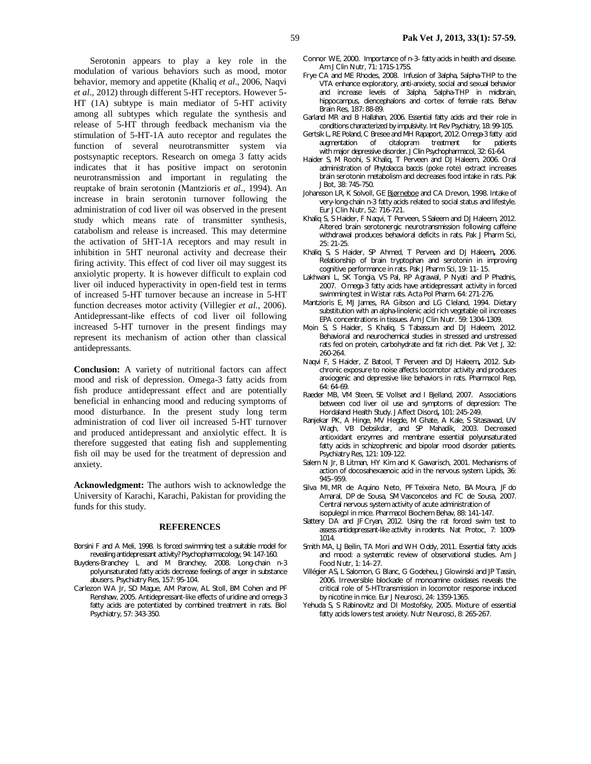Serotonin appears to play a key role in the modulation of various behaviors such as mood, motor behavior, memory and appetite (Khaliq *et al*., 2006, Naqvi *et al*., 2012) through different 5-HT receptors. However 5-HT (1A) subtype is main mediator of 5-HT activity among all subtypes which regulate the synthesis and release of 5-HT through feedback mechanism via the stimulation of 5-HT-1A auto receptor and regulates the function of several neurotransmitter system via postsynaptic receptors. Research on omega 3 fatty acids indicates that it has positive impact on serotonin neurotransmission and important in regulating the reuptake of brain serotonin (Mantzioris *et al*., 1994). An increase in brain serotonin turnover following the administration of cod liver oil was observed in the present study which means rate of transmitter synthesis, catabolism and release is increased. This may determine the activation of 5HT-1A receptors and may result in inhibition in 5HT neuronal activity and decrease their firing activity. This effect of cod liver oil may suggest its anxiolytic property. It is however difficult to explain cod liver oil induced hyperactivity in open-field test in terms of increased 5-HT turnover because an increase in 5-HT function decreases motor activity (Villegier *et al.*, 2006). Antidepressant-like effects of cod liver oil following increased 5-HT turnover in the present findings may represent its mechanism of action other than classical antidepressants.

**Conclusion:** A variety of nutritional factors can affect mood and risk of depression. Omega-3 fatty acids from fish produce antidepressant effect and are potentially beneficial in enhancing mood and reducing symptoms of mood disturbance. In the present study long term administration of cod liver oil increased 5-HT turnover and produced antidepressant and anxiolytic effect. It is therefore suggested that eating fish and supplementing fish oil may be used for the treatment of depression and anxiety.

**Acknowledgment:** The authors wish to acknowledge the University of Karachi, Karachi, Pakistan for providing the funds for this study.

## REFERENCES

Borsini F and A Meli, 1998. Is forced swimming test a suitable model for revealing antidepressant activity? Psychopharmacology, 94: 147-160.

Buydens-Branchey L and M Branchey, 2008. Long-chain n-3 polyunsaturated fatty acids decrease feelings of anger in substance abusers. Psychiatry Res, 157: 95-104.

Carlezon WA Jr, SD Mague, AM Parow, AL Stoll, BM Cohen and PF Renshaw, 2005. Antidepressant-like effects of uridine and omega-3 fatty acids are potentiated by combined treatment in rats. Biol Psychiatry, 57: 343-350.

Connor WE, 2000. Importance of n-3- fatty acids in health and disease. Am J Clin Nutr, 71: 171S-175S.

Frye CA and ME Rhodes, 2008. Infusion of 3alpha, 5alpha-THP to the VTA enhance exploratory, anti-anxiety, social and sexual behavior and increase levels of 3alpha, 5alpha-THP in midbrain, hippocampus, diencephalons and cortex of female rats. Behav Brain Res, 187: 88-89.

Garland MR and B Hallahan, 2006. Essential fatty acids and their role in conditions characterized by impulsivity. Int Rev Psychiatry, 18: 99-105.

Gertsik L, RE Poland, C Bresee and MH Rapaport, 2012. Omega-3 fatty acid augmentation of citalopram treatment for patients with major depressive disorder. J Clin Psychopharmacol, 32: 61-64.

Haider S, M Roohi, S Khaliq, T Perveen and DJ Haleem, 2006. Oral administration of Phytolacca baccis (poke rote) extract increases brain serotonin metabolism and decreases food intake in rats. Pak J Bot, 38: 745-750.

Johansson LR, K Solvoll, GE Bjørneboe and CA Drevon, 1998. Intake of very-long-chain n-3 fatty acids related to social status and lifestyle. Eur J Clin Nutr, 52: 716-721.

Khaliq S, S Haider, F Naqvi, T Perveen, S Saleem and DJ Haleem, 2012. Altered brain serotonergic neurotransmission following caffeine withdrawal produces behavioral deficits in rats. Pak J Pharm Sci, 25: 21-25.

Khaliq S, S Haider, SP Ahmed, T Perveen and DJ Haleem**,** 2006. Relationship of brain tryptophan and serotonin in improving cognitive performance in rats. Pak J Pharm Sci, 19: 11- 15.

Lakhwani L, SK Tongia, VS Pal, RP Agrawal, P Nyati and P Phadnis, 2007. Omega-3 fatty acids have antidepressant activity in forced swimming test in Wistar rats. Acta Pol Pharm. 64: 271-276.

Mantzioris E, MJ James, RA Gibson and LG Cleland, 1994. Dietary substitution with an alpha-linolenic acid rich vegetable oil increases EPA concentrations in tissues. Am J Clin Nutr. 59: 1304-1309.

Moin S, S Haider, S Khaliq, S Tabassum and DJ Haleem, 2012. Behavioral and neurochemical studies in stressed and unstressed rats fed on protein, carbohydrate and fat rich diet. Pak Vet J, 32: 260-264.

Naqvi F, S Haider, Z Batool, T Perveen and DJ Haleem**,** 2012. Sub-chronic exposure to noise affects locomotor activity and produces anxiogenic and depressive like behaviors in rats. Pharmacol Rep, 64: 64-69.

Raeder MB, VM Steen, SE Vollset and I Bjelland, 2007. Associations between cod liver oil use and symptoms of depression: The Hordaland Health Study. J Affect Disord**,** 101: 245-249.

Ranjekar PK, A Hinge, MV Hegde, M Ghate, A Kale, S Sitasawad, UV Wagh, VB Debsikdar, and SP Mahadik, 2003. Decreased antioxidant enzymes and membrane essential polyunsaturated fatty acids in schizophrenic and bipolar mood disorder patients. Psychiatry Res, 121: 109-122.

Salem N Jr, B Litman, HY Kim and K Gawarisch, 2001. Mechanisms of action of docosahexaenoic acid in the nervous system. Lipids, 36: 945–959.

Silva MI, MR de Aquino Neto, PF Teixeira Neto, BA Moura, JF do Amaral, DP de Sousa, SM Vasconcelos and FC de Sousa, 2007. Central nervous system activity of acute administration of isopulegol in mice. Pharmacol Biochem Behav, 88: 141-147.

Slattery DA and JF Cryan, 2012. Using the rat forced swim test to assess antidepressant-like activity in rodents. Nat Protoc, 7: 1009-1014.

Smith MA, LJ Beilin, TA Mori and WH Oddy, 2011. Essential fatty acids and mood: a systematic review of observational studies. Am J Food Nutr, 1: 14–27.

Villégier AS, L Salomon, G Blanc, G Godeheu, J Glowinski and JP Tassin, 2006. Irreversible blockade of monoamine oxidases reveals the critical role of 5-HTtransmission in locomotor response induced by nicotine in mice. Eur J Neurosci, 24: 1359-1365.

Yehuda S, S Rabinovitz and DI Mostofsky, 2005. Mixture of essential fatty acids lowers test anxiety. Nutr Neurosci, 8: 265-267.